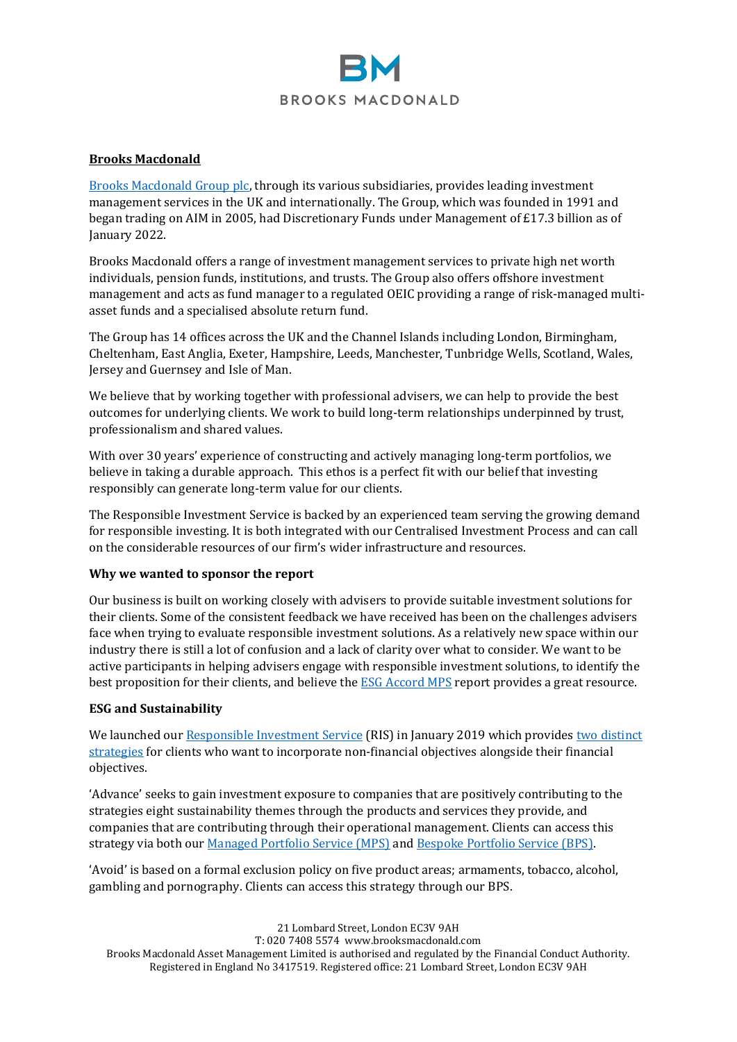BM

BROOKS MACDONALD

**Brooks Macdonald**

Brooks Macdonald Group plc, through its various subsidiaries, provides leading investment management services in the UK and internationally. The Group, which was founded in 1991 and began trading on AIM in 2005, had Discretionary Funds under Management of £17.3 billion as of January 2022.

Brooks Macdonald offers a range of investment management services to private high net worth individuals, pension funds, institutions, and trusts. The Group also offers offshore investment management and acts as fund manager to a regulated OEIC providing a range of risk-managed multi-asset funds and a specialised absolute return fund.

The Group has 14 offices across the UK and the Channel Islands including London, Birmingham, Cheltenham, East Anglia, Exeter, Hampshire, Leeds, Manchester, Tunbridge Wells, Scotland, Wales, Jersey and Guernsey and Isle of Man.

We believe that by working together with professional advisers, we can help to provide the best outcomes for underlying clients. We work to build long-term relationships underpinned by trust, professionalism and shared values.

With over 30 years' experience of constructing and actively managing long-term portfolios, we believe in taking a durable approach. This ethos is a perfect fit with our belief that investing responsibly can generate long-term value for our clients.

The Responsible Investment Service is backed by an experienced team serving the growing demand for responsible investing. It is both integrated with our Centralised Investment Process and can call on the considerable resources of our firm's wider infrastructure and resources.

**Why we wanted to sponsor the report**

Our business is built on working closely with advisers to provide suitable investment solutions for their clients. Some of the consistent feedback we have received has been on the challenges advisers face when trying to evaluate responsible investment solutions. As a relatively new space within our industry there is still a lot of confusion and a lack of clarity over what to consider. We want to be active participants in helping advisers engage with responsible investment solutions, to identify the best proposition for their clients, and believe the ESG Accord MPS report provides a great resource.

**ESG and Sustainability**

We launched our Responsible Investment Service (RIS) in January 2019 which provides two distinct strategies for clients who want to incorporate non-financial objectives alongside their financial objectives.

'Advance' seeks to gain investment exposure to companies that are positively contributing to the strategies eight sustainability themes through the products and services they provide, and companies that are contributing through their operational management. Clients can access this strategy via both our Managed Portfolio Service (MPS) and Bespoke Portfolio Service (BPS).

'Avoid' is based on a formal exclusion policy on five product areas; armaments, tobacco, alcohol, gambling and pornography. Clients can access this strategy through our BPS.

21 Lombard Street, London EC3V 9AH
T: 020 7408 5574 www.brooksmacdonald.com
Brooks Macdonald Asset Management Limited is authorised and regulated by the Financial Conduct Authority.
Registered in England No 3417519. Registered office: 21 Lombard Street, London EC3V 9AH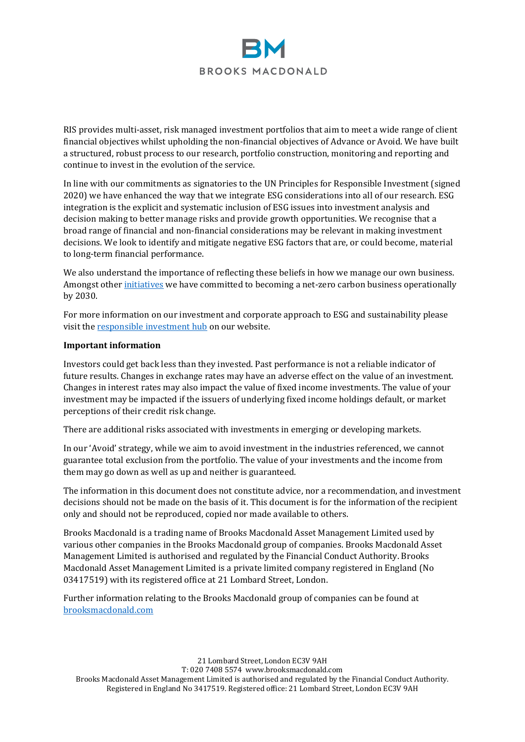RIS provides multi-asset, risk managed investment portfolios that aim to meet a wide range of client financial objectives whilst upholding the non-financial objectives of Advance or Avoid. We have built a structured, robust process to our research, portfolio construction, monitoring and reporting and continue to invest in the evolution of the service.

In line with our commitments as signatories to the UN Principles for Responsible Investment (signed 2020) we have enhanced the way that we integrate ESG considerations into all of our research. ESG integration is the explicit and systematic inclusion of ESG issues into investment analysis and decision making to better manage risks and provide growth opportunities. We recognise that a broad range of financial and non-financial considerations may be relevant in making investment decisions. We look to identify and mitigate negative ESG factors that are, or could become, material to long-term financial performance.

We also understand the importance of reflecting these beliefs in how we manage our own business. Amongst other initiatives we have committed to becoming a net-zero carbon business operationally by 2030.

For more information on our investment and corporate approach to ESG and sustainability please visit the responsible investment hub on our website.

**Important information**

Investors could get back less than they invested. Past performance is not a reliable indicator of future results. Changes in exchange rates may have an adverse effect on the value of an investment. Changes in interest rates may also impact the value of fixed income investments. The value of your investment may be impacted if the issuers of underlying fixed income holdings default, or market perceptions of their credit risk change.

There are additional risks associated with investments in emerging or developing markets.

In our 'Avoid' strategy, while we aim to avoid investment in the industries referenced, we cannot guarantee total exclusion from the portfolio. The value of your investments and the income from them may go down as well as up and neither is guaranteed.

The information in this document does not constitute advice, nor a recommendation, and investment decisions should not be made on the basis of it. This document is for the information of the recipient only and should not be reproduced, copied nor made available to others.

Brooks Macdonald is a trading name of Brooks Macdonald Asset Management Limited used by various other companies in the Brooks Macdonald group of companies. Brooks Macdonald Asset Management Limited is authorised and regulated by the Financial Conduct Authority. Brooks Macdonald Asset Management Limited is a private limited company registered in England (No 03417519) with its registered office at 21 Lombard Street, London.

Further information relating to the Brooks Macdonald group of companies can be found at brooksmacdonald.com